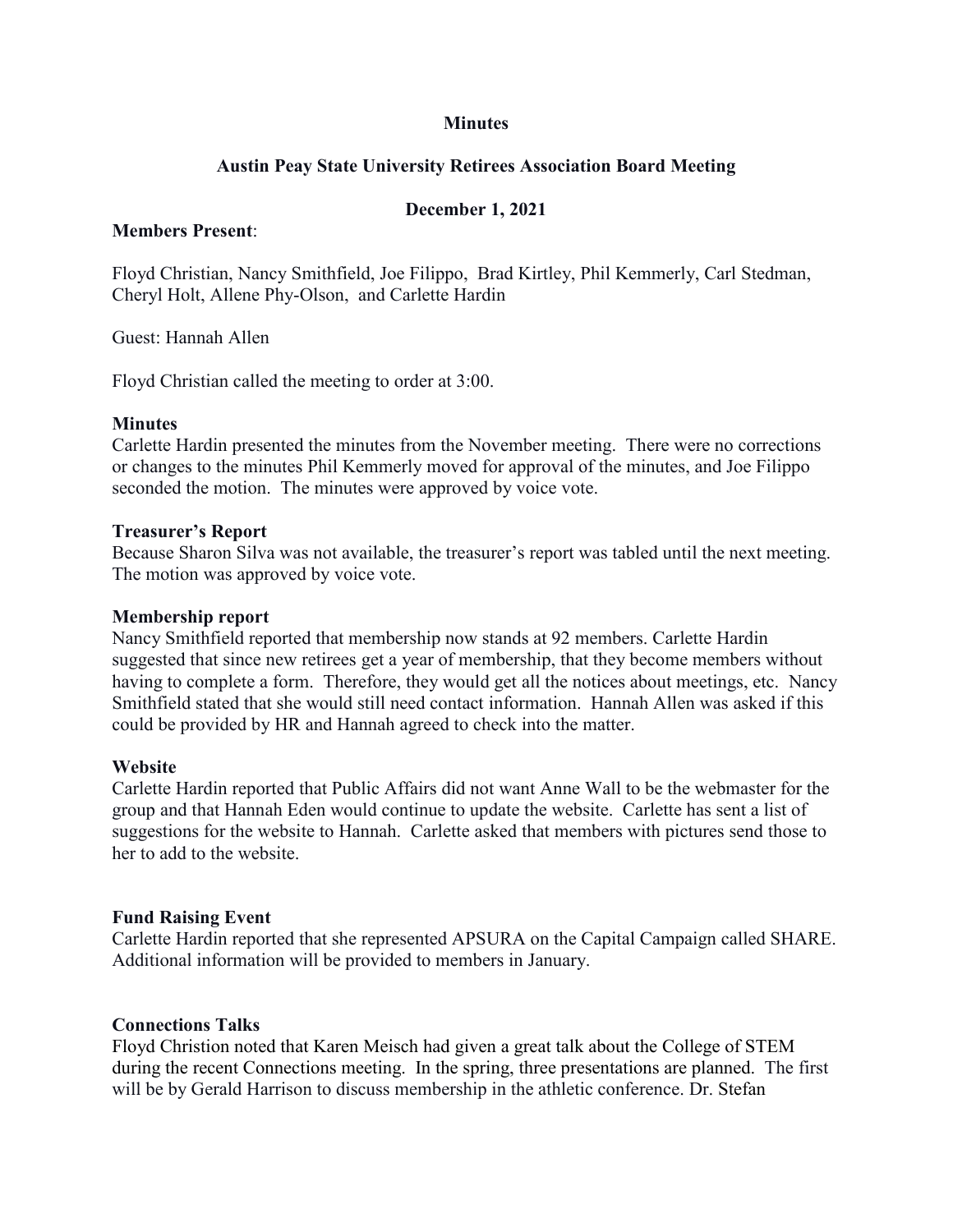**Minutes**

**Austin Peay State University Retirees Association Board Meeting**

**December 1, 2021**

**Members Present**:

Floyd Christian, Nancy Smithfield, Joe Filippo, Brad Kirtley, Phil Kemmerly, Carl Stedman, Cheryl Holt, Allene Phy-Olson, and Carlette Hardin

Guest: Hannah Allen

Floyd Christian called the meeting to order at 3:00.

**Minutes**

Carlette Hardin presented the minutes from the November meeting. There were no corrections or changes to the minutes Phil Kemmerly moved for approval of the minutes, and Joe Filippo seconded the motion. The minutes were approved by voice vote.

**Treasurer's Report**

Because Sharon Silva was not available, the treasurer's report was tabled until the next meeting. The motion was approved by voice vote.

**Membership report**

Nancy Smithfield reported that membership now stands at 92 members. Carlette Hardin suggested that since new retirees get a year of membership, that they become members without having to complete a form. Therefore, they would get all the notices about meetings, etc. Nancy Smithfield stated that she would still need contact information. Hannah Allen was asked if this could be provided by HR and Hannah agreed to check into the matter.

**Website**

Carlette Hardin reported that Public Affairs did not want Anne Wall to be the webmaster for the group and that Hannah Eden would continue to update the website. Carlette has sent a list of suggestions for the website to Hannah. Carlette asked that members with pictures send those to her to add to the website.

**Fund Raising Event**

Carlette Hardin reported that she represented APSURA on the Capital Campaign called SHARE. Additional information will be provided to members in January.

**Connections Talks**

Floyd Christion noted that Karen Meisch had given a great talk about the College of STEM during the recent Connections meeting. In the spring, three presentations are planned. The first will be by Gerald Harrison to discuss membership in the athletic conference. Dr. Stefan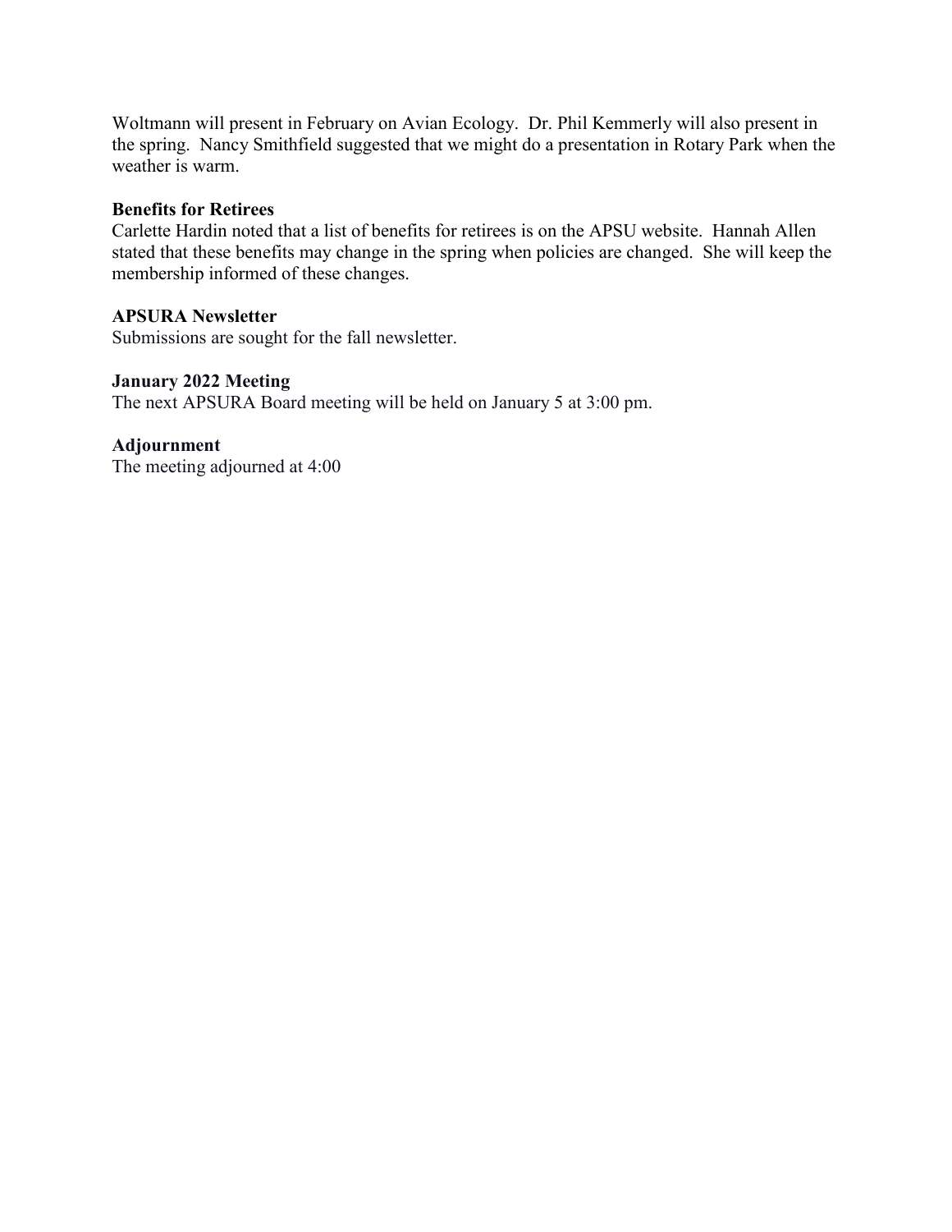Woltmann will present in February on Avian Ecology. Dr. Phil Kemmerly will also present in the spring. Nancy Smithfield suggested that we might do a presentation in Rotary Park when the weather is warm.

**Benefits for Retirees**

Carlette Hardin noted that a list of benefits for retirees is on the APSU website. Hannah Allen stated that these benefits may change in the spring when policies are changed. She will keep the membership informed of these changes.

**APSURA Newsletter**

Submissions are sought for the fall newsletter.

**January 2022 Meeting**

The next APSURA Board meeting will be held on January 5 at 3:00 pm.

**Adjournment**

The meeting adjourned at 4:00